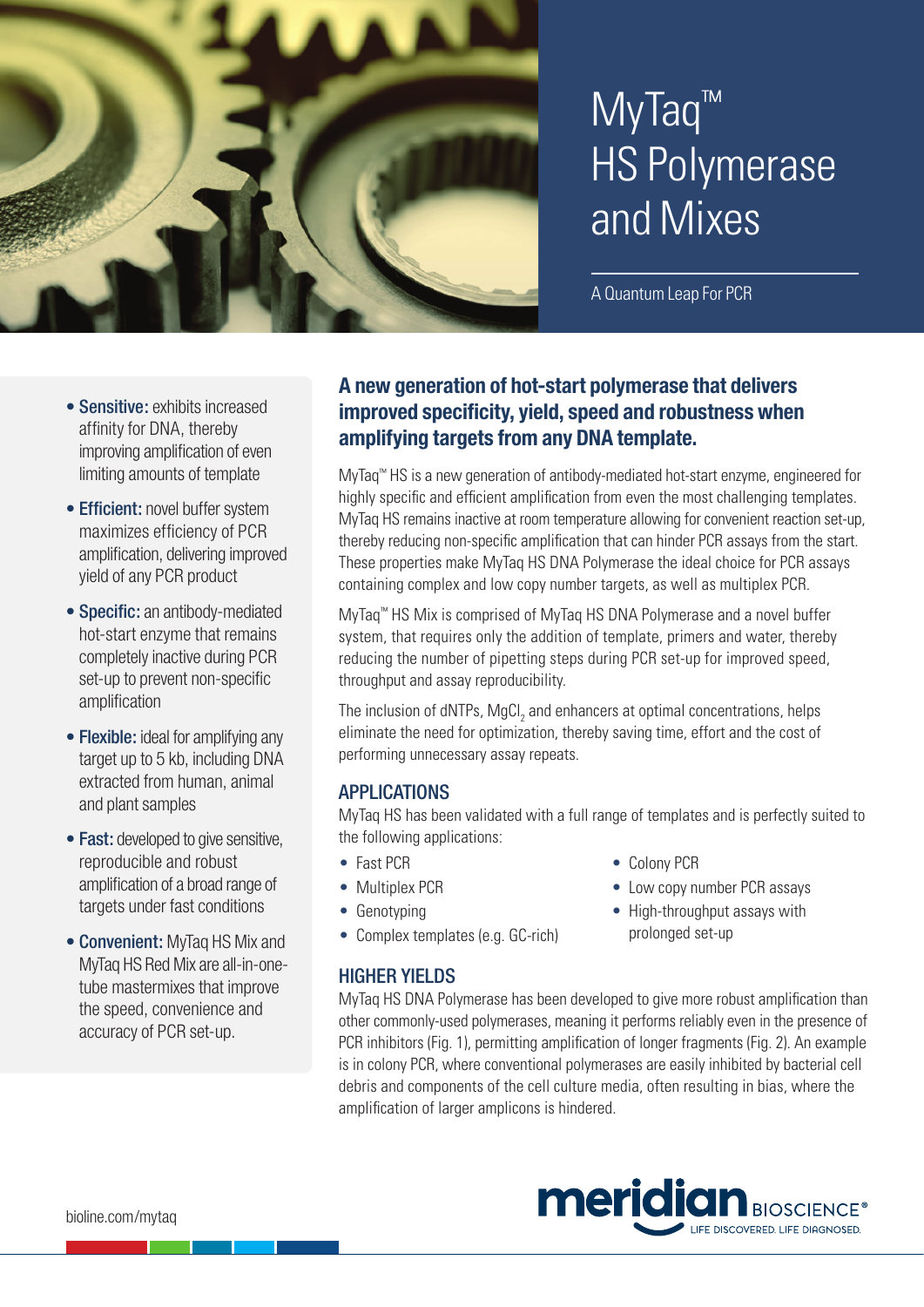# MyTaq™ HS Polymerase and Mixes

A Quantum Leap For PCR

- **Sensitive:** exhibits increased affinity for DNA, thereby improving amplification of even limiting amounts of template
- **Efficient:** novel buffer system maximizes efficiency of PCR amplification, delivering improved yield of any PCR product
- **Specific:** an antibody-mediated hot-start enzyme that remains completely inactive during PCR set-up to prevent non-specific amplification
- **Flexible:** ideal for amplifying any target up to 5 kb, including DNA extracted from human, animal and plant samples
- **Fast:** developed to give sensitive, reproducible and robust amplification of a broad range of targets under fast conditions
- **Convenient:** MyTaq HS Mix and MyTaq HS Red Mix are all-in-one-tube mastermixes that improve the speed, convenience and accuracy of PCR set-up.

## A new generation of hot-start polymerase that delivers improved specificity, yield, speed and robustness when amplifying targets from any DNA template.

MyTaq™ HS is a new generation of antibody-mediated hot-start enzyme, engineered for highly specific and efficient amplification from even the most challenging templates. MyTaq HS remains inactive at room temperature allowing for convenient reaction set-up, thereby reducing non-specific amplification that can hinder PCR assays from the start. These properties make MyTaq HS DNA Polymerase the ideal choice for PCR assays containing complex and low copy number targets, as well as multiplex PCR.

MyTaq™ HS Mix is comprised of MyTaq HS DNA Polymerase and a novel buffer system, that requires only the addition of template, primers and water, thereby reducing the number of pipetting steps during PCR set-up for improved speed, throughput and assay reproducibility.

The inclusion of dNTPs, $MgCl_2$ and enhancers at optimal concentrations, helps eliminate the need for optimization, thereby saving time, effort and the cost of performing unnecessary assay repeats.

### APPLICATIONS

MyTaq HS has been validated with a full range of templates and is perfectly suited to the following applications:

- Fast PCR
- Multiplex PCR
- Genotyping
- Complex templates (e.g. GC-rich)
- Colony PCR
- Low copy number PCR assays
- High-throughput assays with prolonged set-up

### HIGHER YIELDS

MyTaq HS DNA Polymerase has been developed to give more robust amplification than other commonly-used polymerases, meaning it performs reliably even in the presence of PCR inhibitors (Fig. 1), permitting amplification of longer fragments (Fig. 2). An example is in colony PCR, where conventional polymerases are easily inhibited by bacterial cell debris and components of the cell culture media, often resulting in bias, where the amplification of larger amplicons is hindered.

bioline.com/mytaq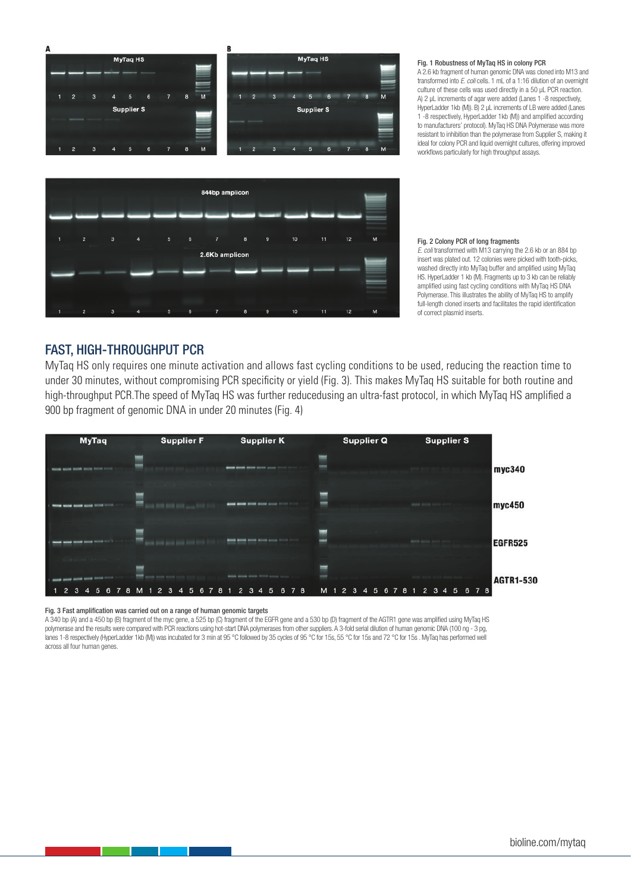**Fig. 1 Robustness of MyTaq HS in colony PCR**
A 2.6 kb fragment of human genomic DNA was cloned into M13 and transformed into *E. coli* cells. 1 mL of a 1:16 dilution of an overnight culture of these cells was used directly in a 50 µL PCR reaction. A) 2 µL increments of agar were added (Lanes 1 -8 respectively, HyperLadder 1kb (M)). B) 2 µL increments of LB were added (Lanes 1 -8 respectively, HyperLadder 1kb (M)) and amplified according to manufacturers' protocol). MyTaq HS DNA Polymerase was more resistant to inhibition than the polymerase from Supplier S, making it ideal for colony PCR and liquid overnight cultures, offering improved workflows particularly for high throughput assays.

**Fig. 2 Colony PCR of long fragments**
*E. coli* transformed with M13 carrying the 2.6 kb or an 884 bp insert was plated out. 12 colonies were picked with tooth-picks, washed directly into MyTaq buffer and amplified using MyTaq HS. HyperLadder 1 kb (M). Fragments up to 3 kb can be reliably amplified using fast cycling conditions with MyTaq HS DNA Polymerase. This illustrates the ability of MyTaq HS to amplify full-length cloned inserts and facilitates the rapid identification of correct plasmid inserts.

## FAST, HIGH-THROUGHPUT PCR

MyTaq HS only requires one minute activation and allows fast cycling conditions to be used, reducing the reaction time to under 30 minutes, without compromising PCR specificity or yield (Fig. 3). This makes MyTaq HS suitable for both routine and high-throughput PCR.The speed of MyTaq HS was further reducedusing an ultra-fast protocol, in which MyTaq HS amplified a 900 bp fragment of genomic DNA in under 20 minutes (Fig. 4)

**Fig. 3 Fast amplification was carried out on a range of human genomic targets**
A 340 bp (A) and a 450 bp (B) fragment of the myc gene, a 525 bp (C) fragment of the EGFR gene and a 530 bp (D) fragment of the AGTR1 gene was amplified using MyTaq HS polymerase and the results were compared with PCR reactions using hot-start DNA polymerases from other suppliers. A 3-fold serial dilution of human genomic DNA (100 ng - 3 pg, lanes 1-8 respectively (HyperLadder 1kb (M)) was incubated for 3 min at 95 °C followed by 35 cycles of 95 °C for 15s, 55 °C for 15s and 72 °C for 15s . MyTaq has performed well across all four human genes.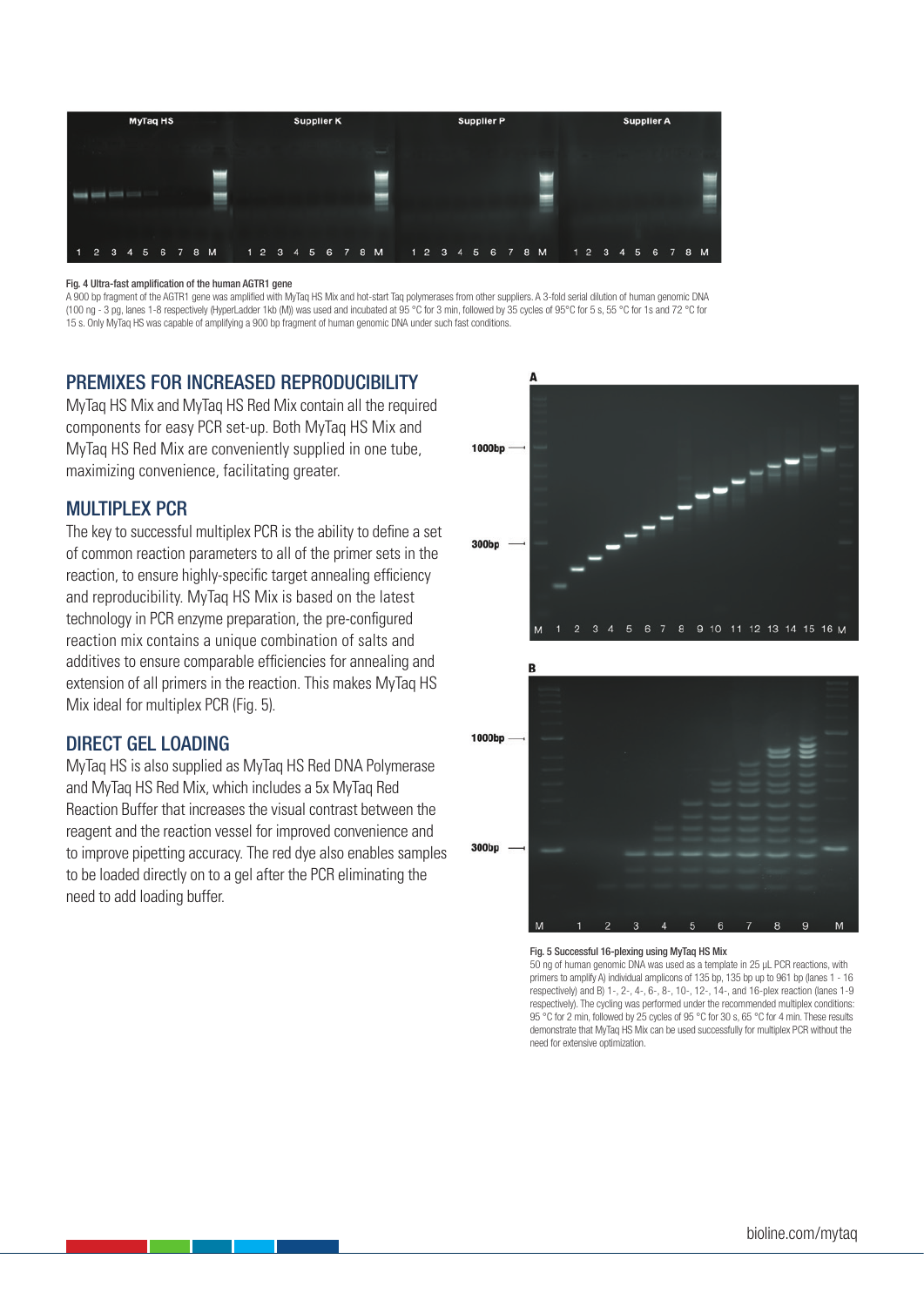**Fig. 4 Ultra-fast amplification of the human AGTR1 gene**

A 900 bp fragment of the AGTR1 gene was amplified with MyTaq HS Mix and hot-start Taq polymerases from other suppliers. A 3-fold serial dilution of human genomic DNA (100 ng - 3 pg, lanes 1-8 respectively (HyperLadder 1kb (M)) was used and incubated at 95 °C for 3 min, followed by 35 cycles of 95°C for 5 s, 55 °C for 1s and 72 °C for 15 s. Only MyTaq HS was capable of amplifying a 900 bp fragment of human genomic DNA under such fast conditions.

## PREMIXES FOR INCREASED REPRODUCIBILITY

MyTaq HS Mix and MyTaq HS Red Mix contain all the required components for easy PCR set-up. Both MyTaq HS Mix and MyTaq HS Red Mix are conveniently supplied in one tube, maximizing convenience, facilitating greater.

## MULTIPLEX PCR

The key to successful multiplex PCR is the ability to define a set of common reaction parameters to all of the primer sets in the reaction, to ensure highly-specific target annealing efficiency and reproducibility. MyTaq HS Mix is based on the latest technology in PCR enzyme preparation, the pre-configured reaction mix contains a unique combination of salts and additives to ensure comparable efficiencies for annealing and extension of all primers in the reaction. This makes MyTaq HS Mix ideal for multiplex PCR (Fig. 5).

## DIRECT GEL LOADING

MyTaq HS is also supplied as MyTaq HS Red DNA Polymerase and MyTaq HS Red Mix, which includes a 5x MyTaq Red Reaction Buffer that increases the visual contrast between the reagent and the reaction vessel for improved convenience and to improve pipetting accuracy. The red dye also enables samples to be loaded directly on to a gel after the PCR eliminating the need to add loading buffer.

**Fig. 5 Successful 16-plexing using MyTaq HS Mix**

50 ng of human genomic DNA was used as a template in 25 µL PCR reactions, with primers to amplify A) individual amplicons of 135 bp, 135 bp up to 961 bp (lanes 1 - 16 respectively) and B) 1-, 2-, 4-, 6-, 8-, 10-, 12-, 14-, and 16-plex reaction (lanes 1-9 respectively). The cycling was performed under the recommended multiplex conditions: 95 °C for 2 min, followed by 25 cycles of 95 °C for 30 s, 65 °C for 4 min. These results demonstrate that MyTaq HS Mix can be used successfully for multiplex PCR without the need for extensive optimization.

bioline.com/mytaq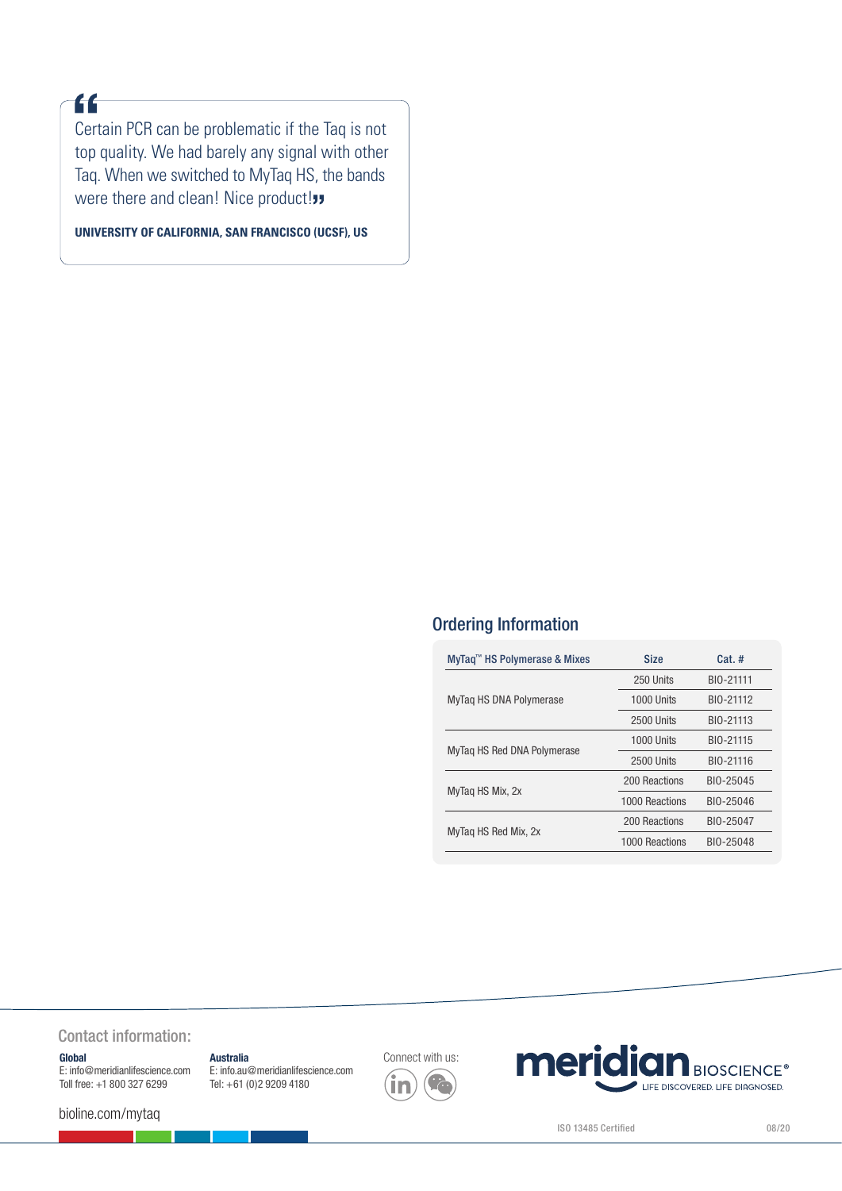> Certain PCR can be problematic if the Taq is not top quality. We had barely any signal with other Taq. When we switched to MyTaq HS, the bands were there and clean! Nice product!
>
> **UNIVERSITY OF CALIFORNIA, SAN FRANCISCO (UCSF), US**

## Ordering Information

| MyTaq™ HS Polymerase & Mixes | Size | Cat. # |
|---|---|---|
| MyTaq HS DNA Polymerase | 250 Units | BIO-21111 |
| | 1000 Units | BIO-21112 |
| | 2500 Units | BIO-21113 |
| MyTaq HS Red DNA Polymerase | 1000 Units | BIO-21115 |
| | 2500 Units | BIO-21116 |
| MyTaq HS Mix, 2x | 200 Reactions | BIO-25045 |
| | 1000 Reactions | BIO-25046 |
| MyTaq HS Red Mix, 2x | 200 Reactions | BIO-25047 |
| | 1000 Reactions | BIO-25048 |

## Contact information:

**Global**
E: info@meridianlifescience.com
Toll free: +1 800 327 6299

**Australia**
E: info.au@meridianlifescience.com
Tel: +61 (0)2 9209 4180

Connect with us:

bioline.com/mytaq

meridian BIOSCIENCE®
LIFE DISCOVERED. LIFE DIAGNOSED.

ISO 13485 Certified

08/20